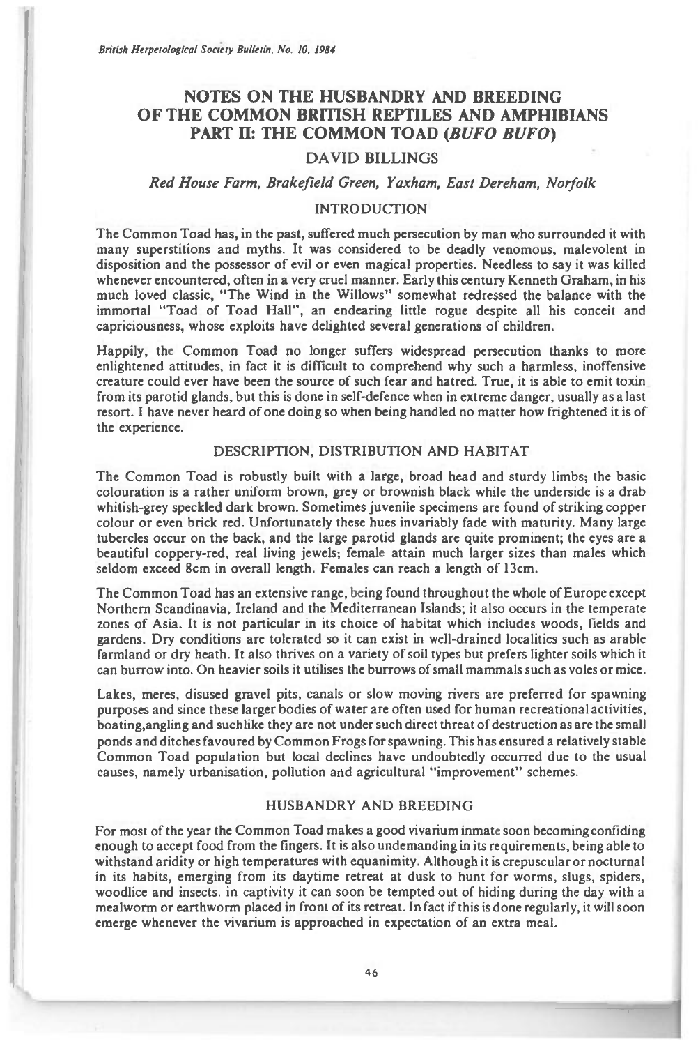# NOTES ON THE HUSBANDRY AND BREEDING OF THE COMMON BRITISH REPTILES AND AMPHIBIANS PART II: THE COMMON TOAD (*BUFO BUFO*)

## DAVID BILLINGS

*Red House Farm, Brakefield Green, Yaxham, East Dereham, Norfolk*

## INTRODUCTION

The Common Toad has, in the past, suffered much persecution by man who surrounded it with many superstitions and myths. It was considered to be deadly venomous, malevolent in disposition and the possessor of evil or even magical properties. Needless to say it was killed whenever encountered, often in a very cruel manner. Early this century Kenneth Graham, in his much loved classic, "The Wind in the Willows" somewhat redressed the balance with the immortal "Toad of Toad Hall", an endearing little rogue despite all his conceit and capriciousness, whose exploits have delighted several generations of children.

Happily, the Common Toad no longer suffers widespread persecution thanks to more enlightened attitudes, in fact it is difficult to comprehend why such a harmless, inoffensive creature could ever have been the source of such fear and hatred. True, it is able to emit toxin from its parotid glands, but this is done in self-defence when in extreme danger, usually as a last resort. I have never heard of one doing so when being handled no matter how frightened it is of the experience.

## DESCRIPTION, DISTRIBUTION AND HABITAT

The Common Toad is robustly built with a large, broad head and sturdy limbs; the basic colouration is a rather uniform brown, grey or brownish black while the underside is a drab whitish-grey speckled dark brown. Sometimes juvenile specimens are found of striking copper colour or even brick red. Unfortunately these hues invariably fade with maturity. Many large tubercles occur on the back, and the large parotid glands are quite prominent; the eyes are a beautiful coppery-red, real living jewels; female attain much larger sizes than males which seldom exceed 8cm in overall length. Females can reach a length of 13cm.

The Common Toad has an extensive range, being found throughout the whole of Europe except Northern Scandinavia, Ireland and the Mediterranean Islands; it also occurs in the temperate zones of Asia. It is not particular in its choice of habitat which includes woods, fields and gardens. Dry conditions are tolerated so it can exist in well-drained localities such as arable farmland or dry heath. It also thrives on a variety of soil types but prefers lighter soils which it can burrow into. On heavier soils it utilises the burrows of small mammals such as voles or mice.

Lakes, meres, disused gravel pits, canals or slow moving rivers are preferred for spawning purposes and since these larger bodies of water are often used for human recreational activities, boating,angling and suchlike they are not under such direct threat of destruction as are the small ponds and ditches favoured by Common Frogs for spawning. This has ensured a relatively stable Common Toad population but local declines have undoubtedly occurred due to the usual causes, namely urbanisation, pollution and agricultural "improvement" schemes.

## HUSBANDRY AND BREEDING

For most of the year the Common Toad makes a good vivarium inmate soon becoming confiding enough to accept food from the fingers. It is also undemanding in its requirements, being able to withstand aridity or high temperatures with equanimity. Although it is crepuscular or nocturnal in its habits, emerging from its daytime retreat at dusk to hunt for worms, slugs, spiders, woodlice and insects. in captivity it can soon be tempted out of hiding during the day with a mealworm or earthworm placed in front of its retreat. In fact if this is done regularly, it will soon emerge whenever the vivarium is approached in expectation of an extra meal.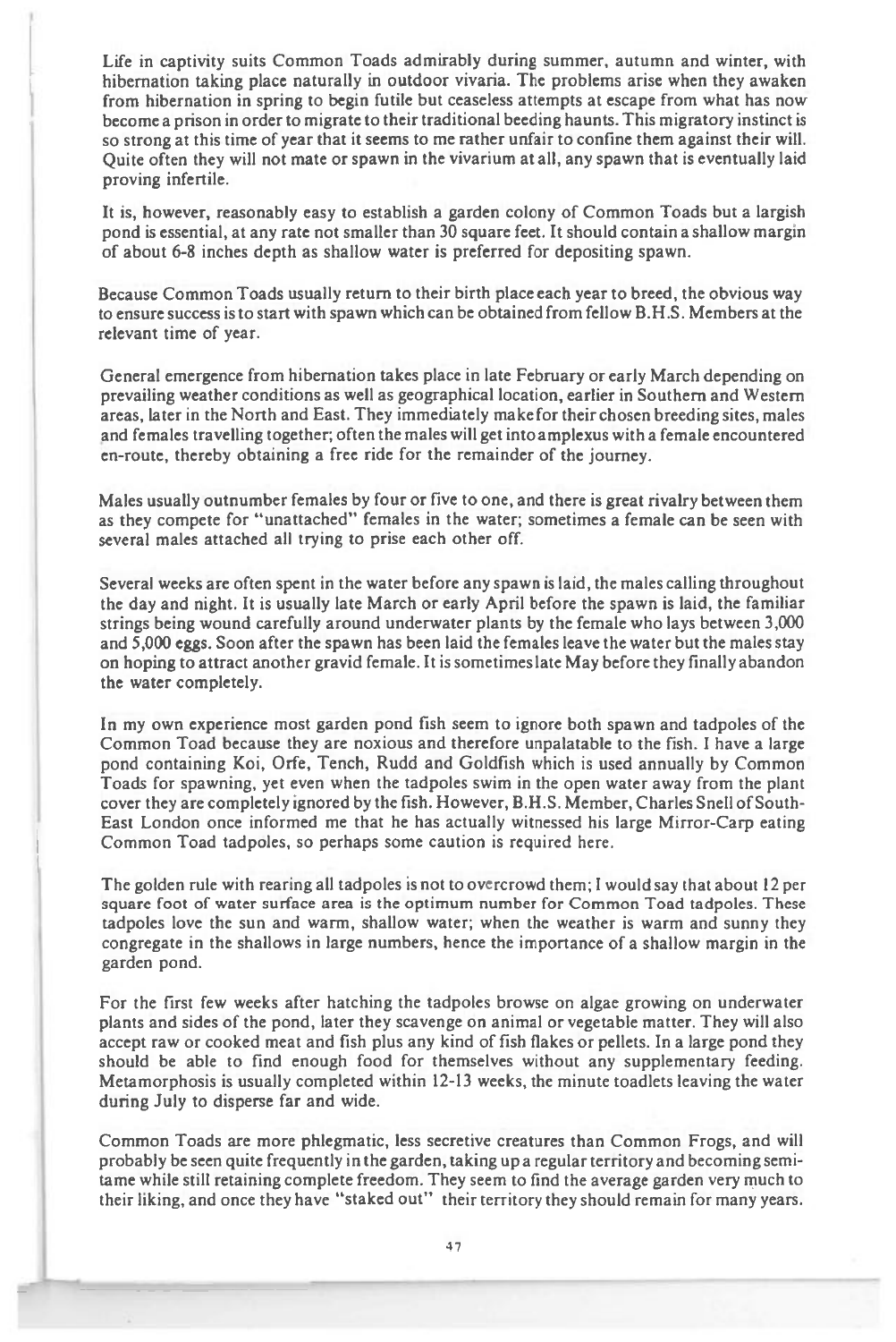Life in captivity suits Common Toads admirably during summer, autumn and winter, with hibernation taking place naturally in outdoor vivaria. The problems arise when they awaken from hibernation in spring to begin futile but ceaseless attempts at escape from what has now become a prison in order to migrate to their traditional beeding haunts. This migratory instinct is so strong at this time of year that it seems to me rather unfair to confine them against their will. Quite often they will not mate or spawn in the vivarium at all, any spawn that is eventually laid proving infertile.

It is, however, reasonably easy to establish a garden colony of Common Toads but a largish pond is essential, at any rate not smaller than 30 square feet. It should contain a shallow margin of about 6-8 inches depth as shallow water is preferred for depositing spawn.

Because Common Toads usually return to their birth place each year to breed, the obvious way to ensure success is to start with spawn which can be obtained from fellow B.H.S. Members at the relevant time of year.

General emergence from hibernation takes place in late February or early March depending on prevailing weather conditions as well as geographical location, earlier in Southern and Western areas, later in the North and East. They immediately make for their chosen breeding sites, males and females travelling together; often the males will get into amplexus with a female encountered en-route, thereby obtaining a free ride for the remainder of the journey.

Males usually outnumber females by four or five to one, and there is great rivalry between them as they compete for "unattached" females in the water; sometimes a female can be seen with several males attached all trying to prise each other off.

Several weeks are often spent in the water before any spawn is laid, the males calling throughout the day and night. It is usually late March or early April before the spawn is laid, the familiar strings being wound carefully around underwater plants by the female who lays between 3,000 and 5,000 eggs. Soon after the spawn has been laid the females leave the water but the males stay on hoping to attract another gravid female. It is sometimes late May before they finally abandon the water completely.

In my own experience most garden pond fish seem to ignore both spawn and tadpoles of the Common Toad because they are noxious and therefore unpalatable to the fish. I have a large pond containing Koi, Orfe, Tench, Rudd and Goldfish which is used annually by Common Toads for spawning, yet even when the tadpoles swim in the open water away from the plant cover they are completely ignored by the fish. However, B.H.S. Member, Charles Snell of South-East London once informed me that he has actually witnessed his large Mirror-Carp eating Common Toad tadpoles, so perhaps some caution is required here.

The golden rule with rearing all tadpoles is not to overcrowd them; I would say that about 12 per square foot of water surface area is the optimum number for Common Toad tadpoles. These tadpoles love the sun and warm, shallow water; when the weather is warm and sunny they congregate in the shallows in large numbers, hence the importance of a shallow margin in the garden pond.

For the first few weeks after hatching the tadpoles browse on algae growing on underwater plants and sides of the pond, later they scavenge on animal or vegetable matter. They will also accept raw or cooked meat and fish plus any kind of fish flakes or pellets. In a large pond they should be able to find enough food for themselves without any supplementary feeding. Metamorphosis is usually completed within 12-13 weeks, the minute toadlets leaving the water during July to disperse far and wide.

Common Toads are more phlegmatic, less secretive creatures than Common Frogs, and will probably be seen quite frequently in the garden, taking up a regular territory and becoming semi-tame while still retaining complete freedom. They seem to find the average garden very much to their liking, and once they have "staked out" their territory they should remain for many years.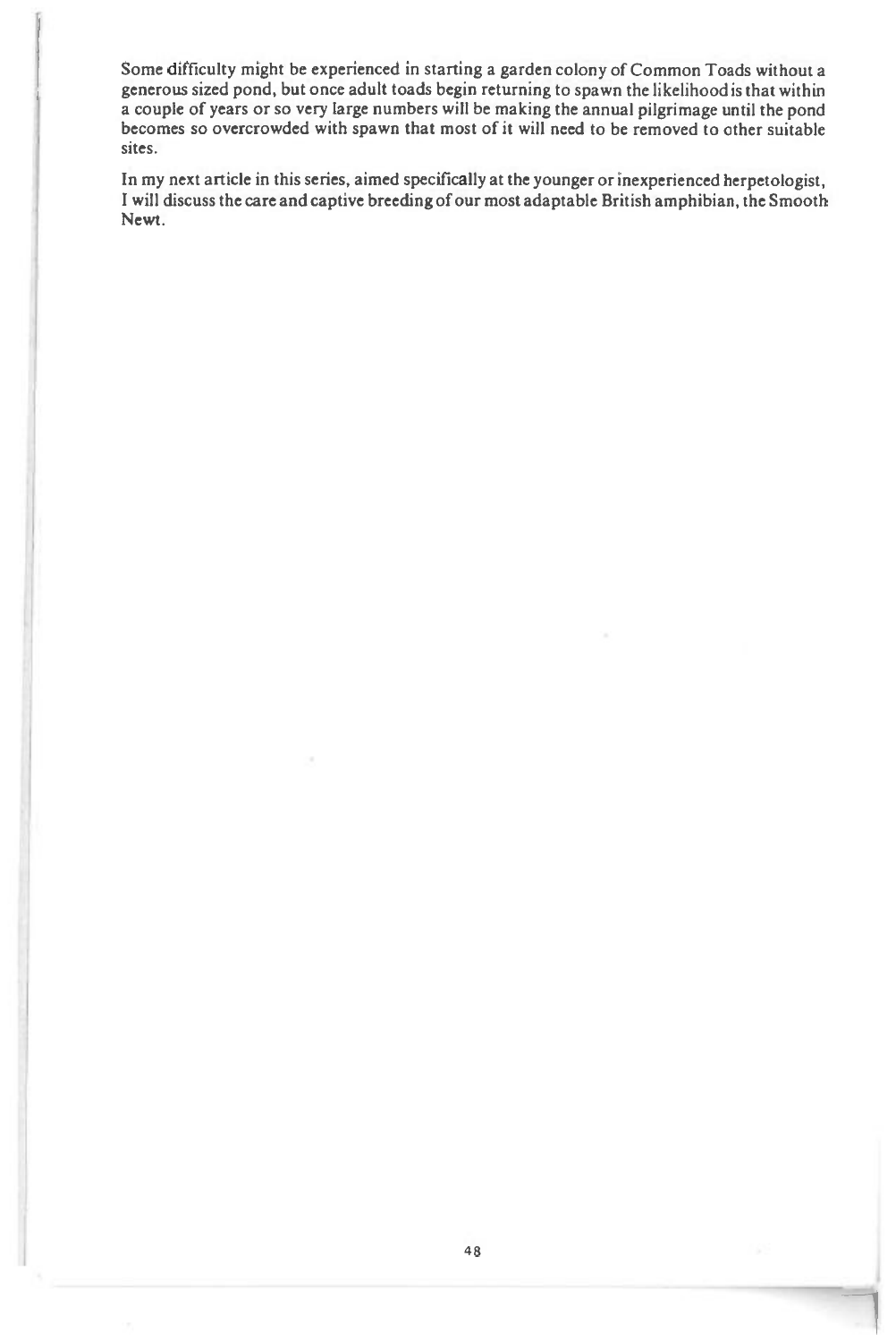Some difficulty might be experienced in starting a garden colony of Common Toads without a generous sized pond, but once adult toads begin returning to spawn the likelihood is that within a couple of years or so very large numbers will be making the annual pilgrimage until the pond becomes so overcrowded with spawn that most of it will need to be removed to other suitable sites.

In my next article in this series, aimed specifically at the younger or inexperienced herpetologist, I will discuss the care and captive breeding of our most adaptable British amphibian, the Smooth Newt.